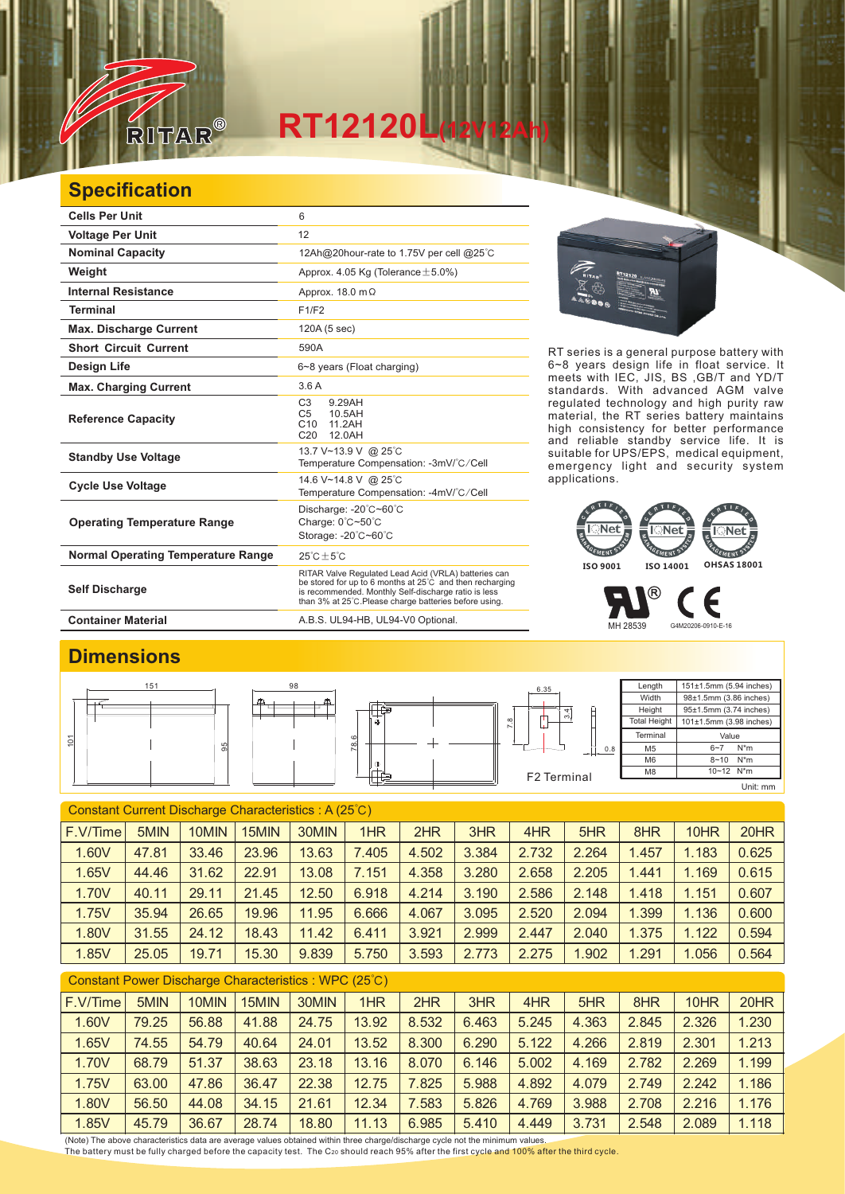# RT12120L(12V12Ah)

## Specification

| | |
|---|---|
| **Cells Per Unit** | 6 |
| **Voltage Per Unit** | 12 |
| **Nominal Capacity** | 12Ah@20hour-rate to 1.75V per cell @25℃ |
| **Weight** | Approx. 4.05 Kg (Tolerance±5.0%) |
| **Internal Resistance** | Approx. 18.0 mΩ |
| **Terminal** | F1/F2 |
| **Max. Discharge Current** | 120A (5 sec) |
| **Short Circuit Current** | 590A |
| **Design Life** | 6~8 years (Float charging) |
| **Max. Charging Current** | 3.6 A |
| **Reference Capacity** | C3 9.29AH<br>C5 10.5AH<br>C10 11.2AH<br>C20 12.0AH |
| **Standby Use Voltage** | 13.7 V~13.9 V @ 25℃<br>Temperature Compensation: -3mV/℃/Cell |
| **Cycle Use Voltage** | 14.6 V~14.8 V @ 25℃<br>Temperature Compensation: -4mV/℃/Cell |
| **Operating Temperature Range** | Discharge: -20℃~60℃<br>Charge: 0℃~50℃<br>Storage: -20℃~60℃ |
| **Normal Operating Temperature Range** | 25℃±5℃ |
| **Self Discharge** | RITAR Valve Regulated Lead Acid (VRLA) batteries can be stored for up to 6 months at 25℃ and then recharging is recommended. Monthly Self-discharge ratio is less than 3% at 25℃.Please charge batteries before using. |
| **Container Material** | A.B.S. UL94-HB, UL94-V0 Optional. |

RT series is a general purpose battery with 6~8 years design life in float service. It meets with IEC, JIS, BS ,GB/T and YD/T standards. With advanced AGM valve regulated technology and high purity raw material, the RT series battery maintains high consistency for better performance and reliable standby service life. It is suitable for UPS/EPS, medical equipment, emergency light and security system applications.

ISO 9001 ISO 14001 OHSAS 18001

MH 28539 G4M20206-0910-E-16

## Dimensions

| | |
|---|---|
| Length | 151±1.5mm (5.94 inches) |
| Width | 98±1.5mm (3.86 inches) |
| Height | 95±1.5mm (3.74 inches) |
| Total Height | 101±1.5mm (3.98 inches) |

| Terminal | Value |
|---|---|
| M5 | 6~7 N*m |
| M6 | 8~10 N*m |
| M8 | 10~12 N*m |

F2 Terminal

Unit: mm

### Constant Current Discharge Characteristics : A (25℃)

| F.V/Time | 5MIN | 10MIN | 15MIN | 30MIN | 1HR | 2HR | 3HR | 4HR | 5HR | 8HR | 10HR | 20HR |
|---|---|---|---|---|---|---|---|---|---|---|---|---|
| 1.60V | 47.81 | 33.46 | 23.96 | 13.63 | 7.405 | 4.502 | 3.384 | 2.732 | 2.264 | 1.457 | 1.183 | 0.625 |
| 1.65V | 44.46 | 31.62 | 22.91 | 13.08 | 7.151 | 4.358 | 3.280 | 2.658 | 2.205 | 1.441 | 1.169 | 0.615 |
| 1.70V | 40.11 | 29.11 | 21.45 | 12.50 | 6.918 | 4.214 | 3.190 | 2.586 | 2.148 | 1.418 | 1.151 | 0.607 |
| 1.75V | 35.94 | 26.65 | 19.96 | 11.95 | 6.666 | 4.067 | 3.095 | 2.520 | 2.094 | 1.399 | 1.136 | 0.600 |
| 1.80V | 31.55 | 24.12 | 18.43 | 11.42 | 6.411 | 3.921 | 2.999 | 2.447 | 2.040 | 1.375 | 1.122 | 0.594 |
| 1.85V | 25.05 | 19.71 | 15.30 | 9.839 | 5.750 | 3.593 | 2.773 | 2.275 | 1.902 | 1.291 | 1.056 | 0.564 |

### Constant Power Discharge Characteristics : WPC (25℃)

| F.V/Time | 5MIN | 10MIN | 15MIN | 30MIN | 1HR | 2HR | 3HR | 4HR | 5HR | 8HR | 10HR | 20HR |
|---|---|---|---|---|---|---|---|---|---|---|---|---|
| 1.60V | 79.25 | 56.88 | 41.88 | 24.75 | 13.92 | 8.532 | 6.463 | 5.245 | 4.363 | 2.845 | 2.326 | 1.230 |
| 1.65V | 74.55 | 54.79 | 40.64 | 24.01 | 13.52 | 8.300 | 6.290 | 5.122 | 4.266 | 2.819 | 2.301 | 1.213 |
| 1.70V | 68.79 | 51.37 | 38.63 | 23.18 | 13.16 | 8.070 | 6.146 | 5.002 | 4.169 | 2.782 | 2.269 | 1.199 |
| 1.75V | 63.00 | 47.86 | 36.47 | 22.38 | 12.75 | 7.825 | 5.988 | 4.892 | 4.079 | 2.749 | 2.242 | 1.186 |
| 1.80V | 56.50 | 44.08 | 34.15 | 21.61 | 12.34 | 7.583 | 5.826 | 4.769 | 3.988 | 2.708 | 2.216 | 1.176 |
| 1.85V | 45.79 | 36.67 | 28.74 | 18.80 | 11.13 | 6.985 | 5.410 | 4.449 | 3.731 | 2.548 | 2.089 | 1.118 |

(Note) The above characteristics data are average values obtained within three charge/discharge cycle not the minimum values.
The battery must be fully charged before the capacity test. The $C_{20}$ should reach 95% after the first cycle and 100% after the third cycle.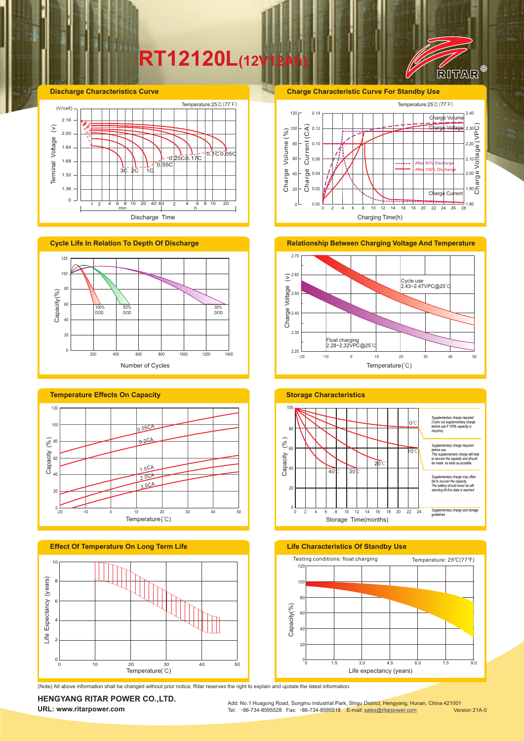# RT12120L(12V12Ah)

RITAR®

## Discharge Characteristics Curve

Temperature:25°C (77°F)

(V/cell)

2.16
2.00
1.84
1.68
1.52
1.36
0

Terminal Voltage (v)

3C 2C 1C 0.55C 0.25C 0.17C 0.1C 0.05C

1 2 4 6 8 10 20 40 60 2 4 6 8 10 20

min h

Discharge Time

## Charge Characteristic Curve For Standby Use

Temperature:25°C (77°F)

Charge Volume (%)
Charge Current (CA)
Charge Voltage (VPC)

120 100 80 60 40 20 0

0.14 0.12 0.10 0.06 0.04 0.02 0.00

2.40 2.30 2.20 2.10 2.00 1.90 1.80

Charge Volume
Charge Voltage
After 50% Discharge
After 100% Discharge
Charge Current

0 2 4 6 8 10 12 14 16 18 20 22 24 26 28

Charging Time(h)

## Cycle Life In Relation To Depth Of Discharge

Capacity(%)

120 100 80 60 40 20 0

100% DOD
50% DOD
30% DOD

200 400 600 800 1000 1200 1400

Number of Cycles

## Relationship Between Charging Voltage And Temperature

Charge Voltage (v)

2.70 2.60 2.50 2.40 2.30 2.20

Cycle use
2.43~2.47VPC@25°C

Float charging
2.28~2.32VPC@25°C

−20 −10 0 10 20 30 40 50

Temperature(°C)

## Temperature Effects On Capacity

Capacity (%)

120 100 80 60 40 20 0

0.05CA
0.2CA
1.0CA
2.0CA
3.0CA

-20 -10 0 10 20 30 40 50

Temperature(°C)

## Storage Characteristics

Capacity (%)

100 80 60 40 20 0

0°C
10°C
20°C
30°C
40°C

0 2 4 6 8 10 12 14 16 18 20 22 24

Storage Time(months)

*Supplementary charge required (Carry out supplementary charge before use if 100% capacity is requires)*

*Supplementary charge required before use. This supplementary charge will help to recover the capacity and should be made as early as possible.*

*Supplementary charge may often fail to recover the capacity. The battery should never be left standing till this state is reached*

*Supplementary charge and storage guidelines*

## Effect Of Temperature On Long Term Life

Life Expectancy (years)

10 8 6 4 2 0

0 10 20 30 40 50

Temperature(°C)

## Life Characteristics Of Standby Use

Testing conditions: float charging

Temperature: 25°C(77°F)

Capacity(%)

120 100 80 60 40 20 0

0 1.5 3.0 4.5 6.0 7.5 9.0

Life expectancy (years)

(Note) All above information shall be changed without prior notice, Ritar reserves the right to explain and update the latest information.

**HENGYANG RITAR POWER CO.,LTD.**

**URL: www.ritarpower.com**

Add: No.1 Huagong Road, Songmu Industrial Park, Shigu District, Hengyang, Hunan, China 421001

Tel: +86-734-8595528 Fax: +86-734-8595518 E-mail: sales@ritarpower.com

Version 21A-0